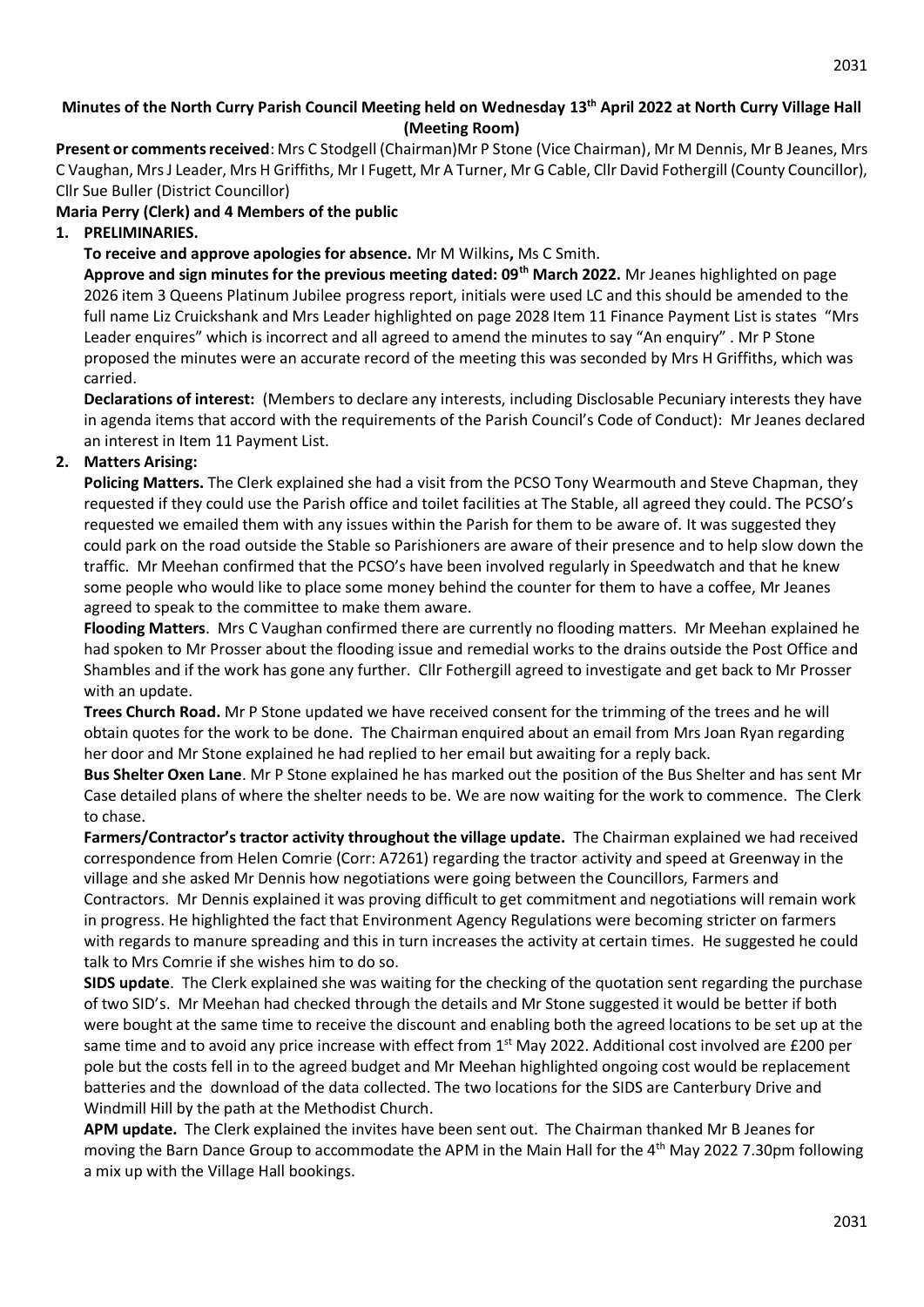**Minutes of the North Curry Parish Council Meeting held on Wednesday 13th April 2022 at North Curry Village Hall (Meeting Room)**

**Present or comments received**: Mrs C Stodgell (Chairman)Mr P Stone (Vice Chairman), Mr M Dennis, Mr B Jeanes, Mrs C Vaughan, Mrs J Leader, Mrs H Griffiths, Mr I Fugett, Mr A Turner, Mr G Cable, Cllr David Fothergill (County Councillor), Cllr Sue Buller (District Councillor)

**Maria Perry (Clerk) and 4 Members of the public**

1. **PRELIMINARIES.**

   **To receive and approve apologies for absence.** Mr M Wilkins**,** Ms C Smith.

   **Approve and sign minutes for the previous meeting dated: 09th March 2022.** Mr Jeanes highlighted on page 2026 item 3 Queens Platinum Jubilee progress report, initials were used LC and this should be amended to the full name Liz Cruickshank and Mrs Leader highlighted on page 2028 Item 11 Finance Payment List is states "Mrs Leader enquires" which is incorrect and all agreed to amend the minutes to say "An enquiry" . Mr P Stone proposed the minutes were an accurate record of the meeting this was seconded by Mrs H Griffiths, which was carried.

   **Declarations of interest:** (Members to declare any interests, including Disclosable Pecuniary interests they have in agenda items that accord with the requirements of the Parish Council's Code of Conduct): Mr Jeanes declared an interest in Item 11 Payment List.

2. **Matters Arising:**

   **Policing Matters.** The Clerk explained she had a visit from the PCSO Tony Wearmouth and Steve Chapman, they requested if they could use the Parish office and toilet facilities at The Stable, all agreed they could. The PCSO's requested we emailed them with any issues within the Parish for them to be aware of. It was suggested they could park on the road outside the Stable so Parishioners are aware of their presence and to help slow down the traffic. Mr Meehan confirmed that the PCSO's have been involved regularly in Speedwatch and that he knew some people who would like to place some money behind the counter for them to have a coffee, Mr Jeanes agreed to speak to the committee to make them aware.

   **Flooding Matters**. Mrs C Vaughan confirmed there are currently no flooding matters. Mr Meehan explained he had spoken to Mr Prosser about the flooding issue and remedial works to the drains outside the Post Office and Shambles and if the work has gone any further. Cllr Fothergill agreed to investigate and get back to Mr Prosser with an update.

   **Trees Church Road.** Mr P Stone updated we have received consent for the trimming of the trees and he will obtain quotes for the work to be done. The Chairman enquired about an email from Mrs Joan Ryan regarding her door and Mr Stone explained he had replied to her email but awaiting for a reply back.

   **Bus Shelter Oxen Lane**. Mr P Stone explained he has marked out the position of the Bus Shelter and has sent Mr Case detailed plans of where the shelter needs to be. We are now waiting for the work to commence. The Clerk to chase.

   **Farmers/Contractor's tractor activity throughout the village update.** The Chairman explained we had received correspondence from Helen Comrie (Corr: A7261) regarding the tractor activity and speed at Greenway in the village and she asked Mr Dennis how negotiations were going between the Councillors, Farmers and Contractors. Mr Dennis explained it was proving difficult to get commitment and negotiations will remain work in progress. He highlighted the fact that Environment Agency Regulations were becoming stricter on farmers with regards to manure spreading and this in turn increases the activity at certain times. He suggested he could talk to Mrs Comrie if she wishes him to do so.

   **SIDS update**. The Clerk explained she was waiting for the checking of the quotation sent regarding the purchase of two SID's. Mr Meehan had checked through the details and Mr Stone suggested it would be better if both were bought at the same time to receive the discount and enabling both the agreed locations to be set up at the same time and to avoid any price increase with effect from 1st May 2022. Additional cost involved are £200 per pole but the costs fell in to the agreed budget and Mr Meehan highlighted ongoing cost would be replacement batteries and the download of the data collected. The two locations for the SIDS are Canterbury Drive and Windmill Hill by the path at the Methodist Church.

   **APM update.** The Clerk explained the invites have been sent out. The Chairman thanked Mr B Jeanes for moving the Barn Dance Group to accommodate the APM in the Main Hall for the 4th May 2022 7.30pm following a mix up with the Village Hall bookings.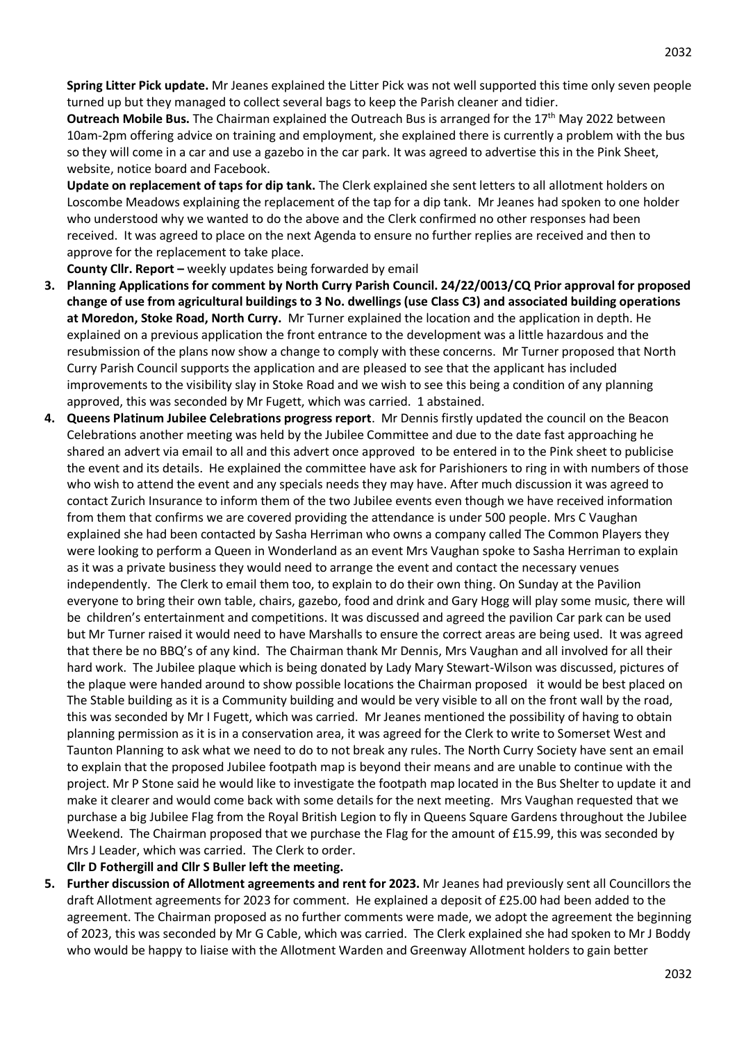**Spring Litter Pick update.** Mr Jeanes explained the Litter Pick was not well supported this time only seven people turned up but they managed to collect several bags to keep the Parish cleaner and tidier.

**Outreach Mobile Bus.** The Chairman explained the Outreach Bus is arranged for the 17th May 2022 between 10am-2pm offering advice on training and employment, she explained there is currently a problem with the bus so they will come in a car and use a gazebo in the car park. It was agreed to advertise this in the Pink Sheet, website, notice board and Facebook.

**Update on replacement of taps for dip tank.** The Clerk explained she sent letters to all allotment holders on Loscombe Meadows explaining the replacement of the tap for a dip tank. Mr Jeanes had spoken to one holder who understood why we wanted to do the above and the Clerk confirmed no other responses had been received. It was agreed to place on the next Agenda to ensure no further replies are received and then to approve for the replacement to take place.

**County Cllr. Report –** weekly updates being forwarded by email

3. **Planning Applications for comment by North Curry Parish Council. 24/22/0013/CQ Prior approval for proposed change of use from agricultural buildings to 3 No. dwellings (use Class C3) and associated building operations at Moredon, Stoke Road, North Curry.** Mr Turner explained the location and the application in depth. He explained on a previous application the front entrance to the development was a little hazardous and the resubmission of the plans now show a change to comply with these concerns. Mr Turner proposed that North Curry Parish Council supports the application and are pleased to see that the applicant has included improvements to the visibility slay in Stoke Road and we wish to see this being a condition of any planning approved, this was seconded by Mr Fugett, which was carried. 1 abstained.

4. **Queens Platinum Jubilee Celebrations progress report**. Mr Dennis firstly updated the council on the Beacon Celebrations another meeting was held by the Jubilee Committee and due to the date fast approaching he shared an advert via email to all and this advert once approved to be entered in to the Pink sheet to publicise the event and its details. He explained the committee have ask for Parishioners to ring in with numbers of those who wish to attend the event and any specials needs they may have. After much discussion it was agreed to contact Zurich Insurance to inform them of the two Jubilee events even though we have received information from them that confirms we are covered providing the attendance is under 500 people. Mrs C Vaughan explained she had been contacted by Sasha Herriman who owns a company called The Common Players they were looking to perform a Queen in Wonderland as an event Mrs Vaughan spoke to Sasha Herriman to explain as it was a private business they would need to arrange the event and contact the necessary venues independently. The Clerk to email them too, to explain to do their own thing. On Sunday at the Pavilion everyone to bring their own table, chairs, gazebo, food and drink and Gary Hogg will play some music, there will be children's entertainment and competitions. It was discussed and agreed the pavilion Car park can be used but Mr Turner raised it would need to have Marshalls to ensure the correct areas are being used. It was agreed that there be no BBQ's of any kind. The Chairman thank Mr Dennis, Mrs Vaughan and all involved for all their hard work. The Jubilee plaque which is being donated by Lady Mary Stewart-Wilson was discussed, pictures of the plaque were handed around to show possible locations the Chairman proposed it would be best placed on The Stable building as it is a Community building and would be very visible to all on the front wall by the road, this was seconded by Mr I Fugett, which was carried. Mr Jeanes mentioned the possibility of having to obtain planning permission as it is in a conservation area, it was agreed for the Clerk to write to Somerset West and Taunton Planning to ask what we need to do to not break any rules. The North Curry Society have sent an email to explain that the proposed Jubilee footpath map is beyond their means and are unable to continue with the project. Mr P Stone said he would like to investigate the footpath map located in the Bus Shelter to update it and make it clearer and would come back with some details for the next meeting. Mrs Vaughan requested that we purchase a big Jubilee Flag from the Royal British Legion to fly in Queens Square Gardens throughout the Jubilee Weekend. The Chairman proposed that we purchase the Flag for the amount of £15.99, this was seconded by Mrs J Leader, which was carried. The Clerk to order.

**Cllr D Fothergill and Cllr S Buller left the meeting.**

5. **Further discussion of Allotment agreements and rent for 2023.** Mr Jeanes had previously sent all Councillors the draft Allotment agreements for 2023 for comment. He explained a deposit of £25.00 had been added to the agreement. The Chairman proposed as no further comments were made, we adopt the agreement the beginning of 2023, this was seconded by Mr G Cable, which was carried. The Clerk explained she had spoken to Mr J Boddy who would be happy to liaise with the Allotment Warden and Greenway Allotment holders to gain better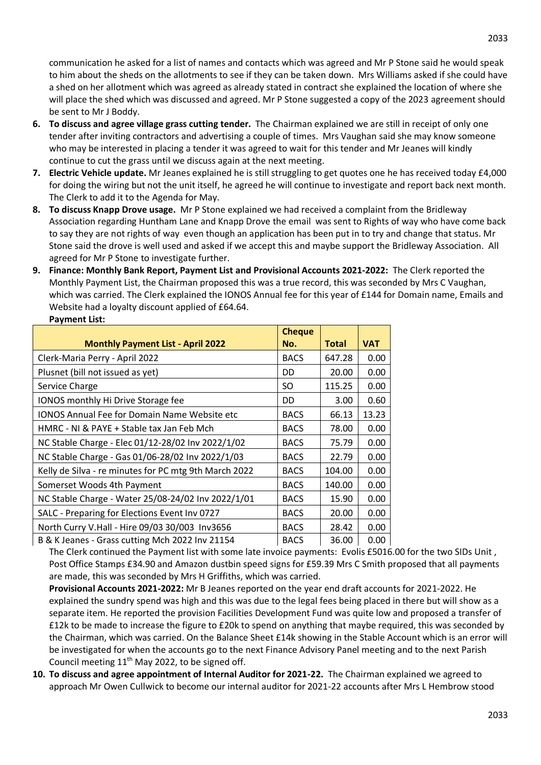communication he asked for a list of names and contacts which was agreed and Mr P Stone said he would speak to him about the sheds on the allotments to see if they can be taken down. Mrs Williams asked if she could have a shed on her allotment which was agreed as already stated in contract she explained the location of where she will place the shed which was discussed and agreed. Mr P Stone suggested a copy of the 2023 agreement should be sent to Mr J Boddy.

6. **To discuss and agree village grass cutting tender.** The Chairman explained we are still in receipt of only one tender after inviting contractors and advertising a couple of times. Mrs Vaughan said she may know someone who may be interested in placing a tender it was agreed to wait for this tender and Mr Jeanes will kindly continue to cut the grass until we discuss again at the next meeting.
7. **Electric Vehicle update.** Mr Jeanes explained he is still struggling to get quotes one he has received today £4,000 for doing the wiring but not the unit itself, he agreed he will continue to investigate and report back next month. The Clerk to add it to the Agenda for May.
8. **To discuss Knapp Drove usage.** Mr P Stone explained we had received a complaint from the Bridleway Association regarding Huntham Lane and Knapp Drove the email was sent to Rights of way who have come back to say they are not rights of way even though an application has been put in to try and change that status. Mr Stone said the drove is well used and asked if we accept this and maybe support the Bridleway Association. All agreed for Mr P Stone to investigate further.
9. **Finance: Monthly Bank Report, Payment List and Provisional Accounts 2021-2022:** The Clerk reported the Monthly Payment List, the Chairman proposed this was a true record, this was seconded by Mrs C Vaughan, which was carried. The Clerk explained the IONOS Annual fee for this year of £144 for Domain name, Emails and Website had a loyalty discount applied of £64.64.

   **Payment List:**

| Monthly Payment List - April 2022 | Cheque No. | Total | VAT |
|---|---|---|---|
| Clerk-Maria Perry - April 2022 | BACS | 647.28 | 0.00 |
| Plusnet (bill not issued as yet) | DD | 20.00 | 0.00 |
| Service Charge | SO | 115.25 | 0.00 |
| IONOS monthly Hi Drive Storage fee | DD | 3.00 | 0.60 |
| IONOS Annual Fee for Domain Name Website etc | BACS | 66.13 | 13.23 |
| HMRC - NI & PAYE + Stable tax Jan Feb Mch | BACS | 78.00 | 0.00 |
| NC Stable Charge - Elec 01/12-28/02 Inv 2022/1/02 | BACS | 75.79 | 0.00 |
| NC Stable Charge - Gas 01/06-28/02 Inv 2022/1/03 | BACS | 22.79 | 0.00 |
| Kelly de Silva - re minutes for PC mtg 9th March 2022 | BACS | 104.00 | 0.00 |
| Somerset Woods 4th Payment | BACS | 140.00 | 0.00 |
| NC Stable Charge - Water 25/08-24/02 Inv 2022/1/01 | BACS | 15.90 | 0.00 |
| SALC - Preparing for Elections Event Inv 0727 | BACS | 20.00 | 0.00 |
| North Curry V.Hall - Hire 09/03 30/003 Inv3656 | BACS | 28.42 | 0.00 |
| B & K Jeanes - Grass cutting Mch 2022 Inv 21154 | BACS | 36.00 | 0.00 |

   The Clerk continued the Payment list with some late invoice payments: Evolis £5016.00 for the two SIDs Unit , Post Office Stamps £34.90 and Amazon dustbin speed signs for £59.39 Mrs C Smith proposed that all payments are made, this was seconded by Mrs H Griffiths, which was carried.

   **Provisional Accounts 2021-2022:** Mr B Jeanes reported on the year end draft accounts for 2021-2022. He explained the sundry spend was high and this was due to the legal fees being placed in there but will show as a separate item. He reported the provision Facilities Development Fund was quite low and proposed a transfer of £12k to be made to increase the figure to £20k to spend on anything that maybe required, this was seconded by the Chairman, which was carried. On the Balance Sheet £14k showing in the Stable Account which is an error will be investigated for when the accounts go to the next Finance Advisory Panel meeting and to the next Parish Council meeting 11th May 2022, to be signed off.
10. **To discuss and agree appointment of Internal Auditor for 2021-22.** The Chairman explained we agreed to approach Mr Owen Cullwick to become our internal auditor for 2021-22 accounts after Mrs L Hembrow stood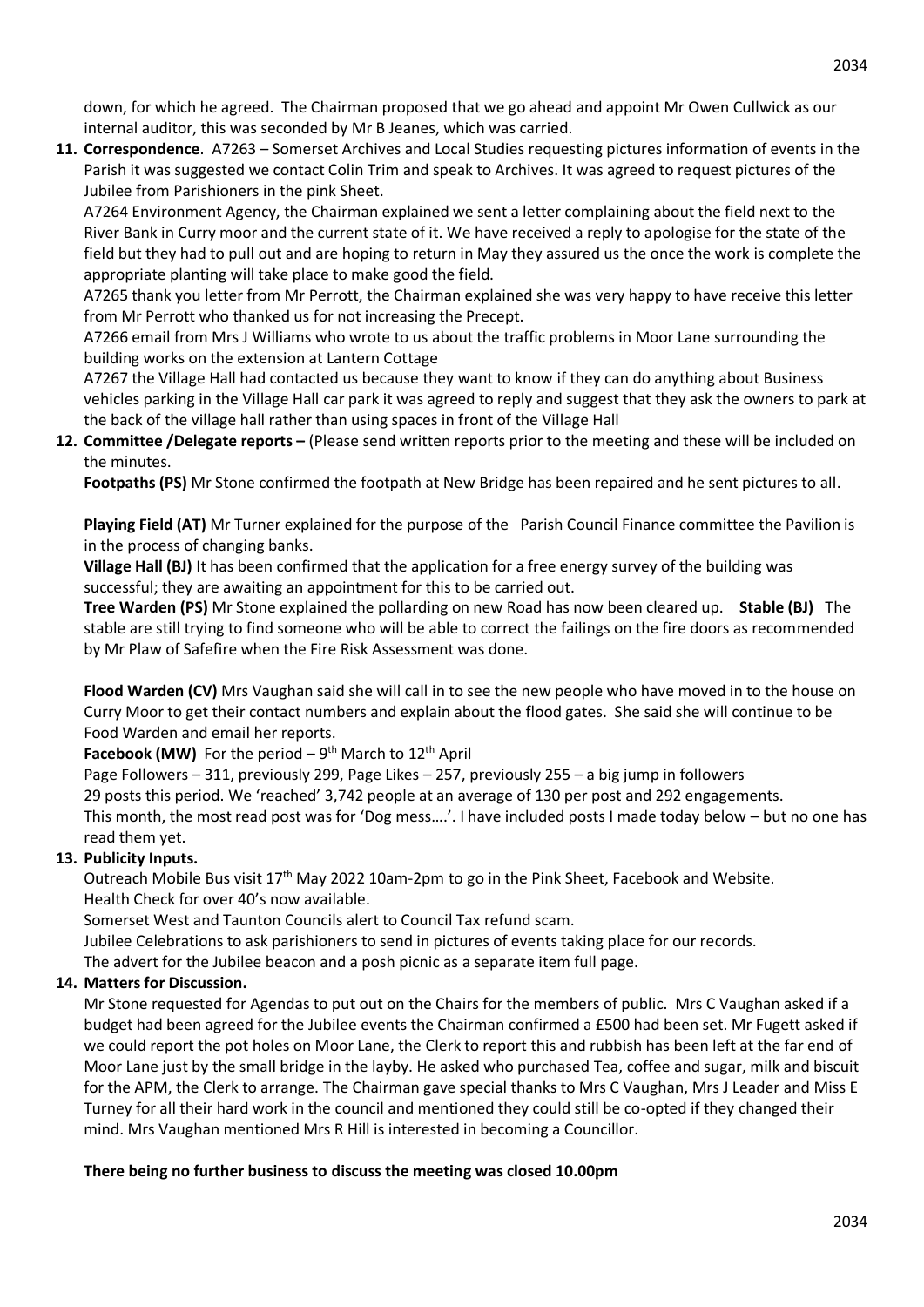down, for which he agreed. The Chairman proposed that we go ahead and appoint Mr Owen Cullwick as our internal auditor, this was seconded by Mr B Jeanes, which was carried.

**11. Correspondence**. A7263 – Somerset Archives and Local Studies requesting pictures information of events in the Parish it was suggested we contact Colin Trim and speak to Archives. It was agreed to request pictures of the Jubilee from Parishioners in the pink Sheet.

A7264 Environment Agency, the Chairman explained we sent a letter complaining about the field next to the River Bank in Curry moor and the current state of it. We have received a reply to apologise for the state of the field but they had to pull out and are hoping to return in May they assured us the once the work is complete the appropriate planting will take place to make good the field.

A7265 thank you letter from Mr Perrott, the Chairman explained she was very happy to have receive this letter from Mr Perrott who thanked us for not increasing the Precept.

A7266 email from Mrs J Williams who wrote to us about the traffic problems in Moor Lane surrounding the building works on the extension at Lantern Cottage

A7267 the Village Hall had contacted us because they want to know if they can do anything about Business vehicles parking in the Village Hall car park it was agreed to reply and suggest that they ask the owners to park at the back of the village hall rather than using spaces in front of the Village Hall

**12. Committee /Delegate reports –** (Please send written reports prior to the meeting and these will be included on the minutes.

**Footpaths (PS)** Mr Stone confirmed the footpath at New Bridge has been repaired and he sent pictures to all.

**Playing Field (AT)** Mr Turner explained for the purpose of the Parish Council Finance committee the Pavilion is in the process of changing banks.

**Village Hall (BJ)** It has been confirmed that the application for a free energy survey of the building was successful; they are awaiting an appointment for this to be carried out.

**Tree Warden (PS)** Mr Stone explained the pollarding on new Road has now been cleared up. **Stable (BJ)** The stable are still trying to find someone who will be able to correct the failings on the fire doors as recommended by Mr Plaw of Safefire when the Fire Risk Assessment was done.

**Flood Warden (CV)** Mrs Vaughan said she will call in to see the new people who have moved in to the house on Curry Moor to get their contact numbers and explain about the flood gates. She said she will continue to be Food Warden and email her reports.

**Facebook (MW)** For the period – 9th March to 12th April

Page Followers – 311, previously 299, Page Likes – 257, previously 255 – a big jump in followers

29 posts this period. We 'reached' 3,742 people at an average of 130 per post and 292 engagements.

This month, the most read post was for 'Dog mess….'. I have included posts I made today below – but no one has read them yet.

**13. Publicity Inputs.**

Outreach Mobile Bus visit 17th May 2022 10am-2pm to go in the Pink Sheet, Facebook and Website.

Health Check for over 40's now available.

Somerset West and Taunton Councils alert to Council Tax refund scam.

Jubilee Celebrations to ask parishioners to send in pictures of events taking place for our records.

The advert for the Jubilee beacon and a posh picnic as a separate item full page.

**14. Matters for Discussion.**

Mr Stone requested for Agendas to put out on the Chairs for the members of public. Mrs C Vaughan asked if a budget had been agreed for the Jubilee events the Chairman confirmed a £500 had been set. Mr Fugett asked if we could report the pot holes on Moor Lane, the Clerk to report this and rubbish has been left at the far end of Moor Lane just by the small bridge in the layby. He asked who purchased Tea, coffee and sugar, milk and biscuit for the APM, the Clerk to arrange. The Chairman gave special thanks to Mrs C Vaughan, Mrs J Leader and Miss E Turney for all their hard work in the council and mentioned they could still be co-opted if they changed their mind. Mrs Vaughan mentioned Mrs R Hill is interested in becoming a Councillor.

**There being no further business to discuss the meeting was closed 10.00pm**